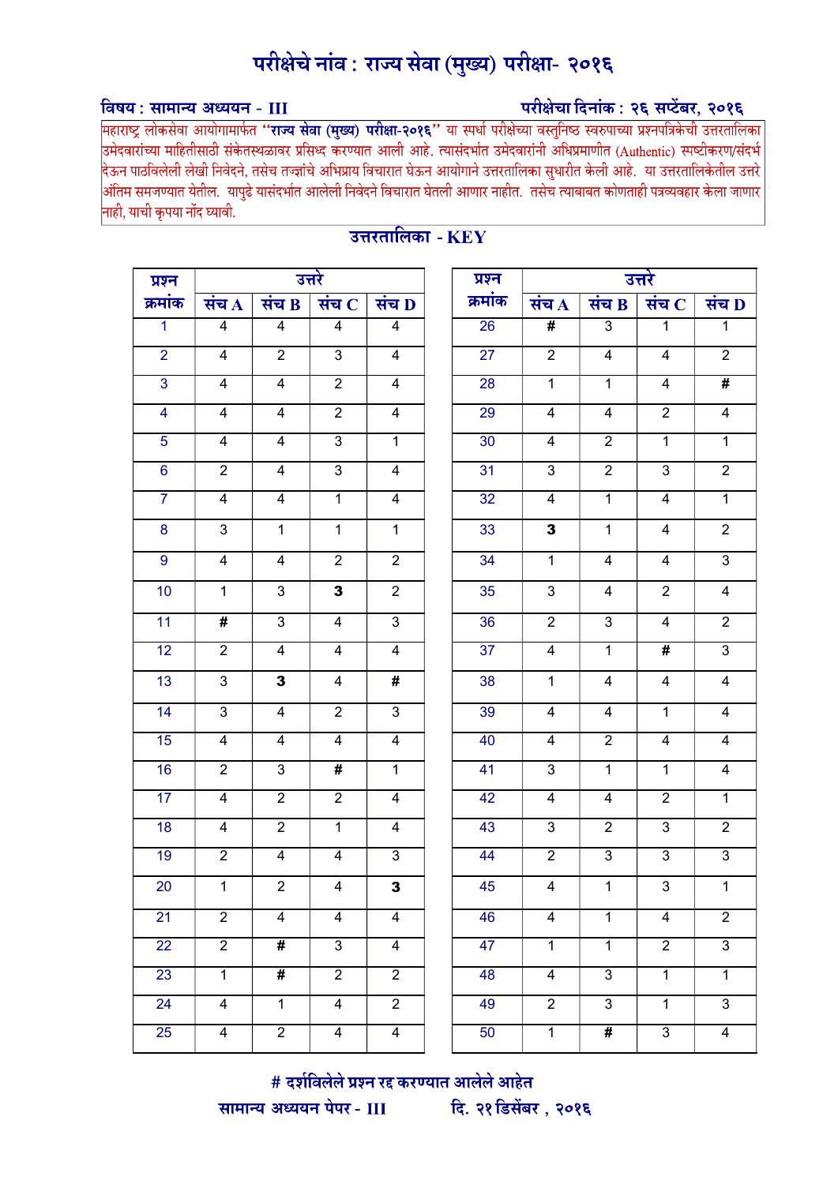# परीक्षेचे नांव : राज्य सेवा (मुख्य) परीक्षा- २०१६

**विषय : सामान्य अध्ययन - III** **परीक्षेचा दिनांक : २६ सप्टेंबर, २०१६**

महाराष्ट्र लोकसेवा आयोगामार्फत **"राज्य सेवा (मुख्य) परीक्षा-२०१६"** या स्पर्धा परीक्षेच्या वस्तुनिष्ठ स्वरुपाच्या प्रश्नपत्रिकेची उत्तरतालिका उमेदवारांच्या माहितीसाठी संकेतस्थळावर प्रसिध्द करण्यात आली आहे. त्यासंदर्भात उमेदवारांनी अधिप्रमाणीत (Authentic) स्पष्टीकरण/संदर्भ देऊन पाठविलेली लेखी निवेदने, तसेच तज्ज्ञांचे अभिप्राय विचारात घेऊन आयोगाने उत्तरतालिका सुधारीत केली आहे. या उत्तरतालिकेतील उत्तरे अंतिम समजण्यात येतील. यापुढे यासंदर्भात आलेली निवेदने विचारात घेतली जाणार नाहीत. तसेच त्याबाबत कोणताही पत्रव्यवहार केला जाणार नाही, याची कृपया नोंद घ्यावी.

## उत्तरतालिका - KEY

| प्रश्न क्रमांक | उत्तरे | | | |
|---|---|---|---|---|
| | संच A | संच B | संच C | संच D |
| 1 | 4 | 4 | 4 | 4 |
| 2 | 4 | 2 | 3 | 4 |
| 3 | 4 | 4 | 2 | 4 |
| 4 | 4 | 4 | 2 | 4 |
| 5 | 4 | 4 | 3 | 1 |
| 6 | 2 | 4 | 3 | 4 |
| 7 | 4 | 4 | 1 | 4 |
| 8 | 3 | 1 | 1 | 1 |
| 9 | 4 | 4 | 2 | 2 |
| 10 | 1 | 3 | **3** | 2 |
| 11 | **#** | 3 | 4 | 3 |
| 12 | 2 | 4 | 4 | 4 |
| 13 | 3 | **3** | 4 | **#** |
| 14 | 3 | 4 | 2 | 3 |
| 15 | 4 | 4 | 4 | 4 |
| 16 | 2 | 3 | **#** | 1 |
| 17 | 4 | 2 | 2 | 4 |
| 18 | 4 | 2 | 1 | 4 |
| 19 | 2 | 4 | 4 | 3 |
| 20 | 1 | 2 | 4 | **3** |
| 21 | 2 | 4 | 4 | 4 |
| 22 | 2 | **#** | 3 | 4 |
| 23 | 1 | **#** | 2 | 2 |
| 24 | 4 | 1 | 4 | 2 |
| 25 | 4 | 2 | 4 | 4 |

| प्रश्न क्रमांक | उत्तरे | | | |
|---|---|---|---|---|
| | संच A | संच B | संच C | संच D |
| 26 | **#** | 3 | 1 | 1 |
| 27 | 2 | 4 | 4 | 2 |
| 28 | 1 | 1 | 4 | **#** |
| 29 | 4 | 4 | 2 | 4 |
| 30 | 4 | 2 | 1 | 1 |
| 31 | 3 | 2 | 3 | 2 |
| 32 | 4 | 1 | 4 | 1 |
| 33 | **3** | 1 | 4 | 2 |
| 34 | 1 | 4 | 4 | 3 |
| 35 | 3 | 4 | 2 | 4 |
| 36 | 2 | 3 | 4 | 2 |
| 37 | 4 | 1 | **#** | 3 |
| 38 | 1 | 4 | 4 | 4 |
| 39 | 4 | 4 | 1 | 4 |
| 40 | 4 | 2 | 4 | 4 |
| 41 | 3 | 1 | 1 | 4 |
| 42 | 4 | 4 | 2 | 1 |
| 43 | 3 | 2 | 3 | 2 |
| 44 | 2 | 3 | 3 | 3 |
| 45 | 4 | 1 | 3 | 1 |
| 46 | 4 | 1 | 4 | 2 |
| 47 | 1 | 1 | 2 | 3 |
| 48 | 4 | 3 | 1 | 1 |
| 49 | 2 | 3 | 1 | 3 |
| 50 | 1 | **#** | 3 | 4 |

**# दर्शविलेले प्रश्न रद्द करण्यात आलेले आहेत**

**सामान्य अध्ययन पेपर - III** **दि. २१ डिसेंबर , २०१६**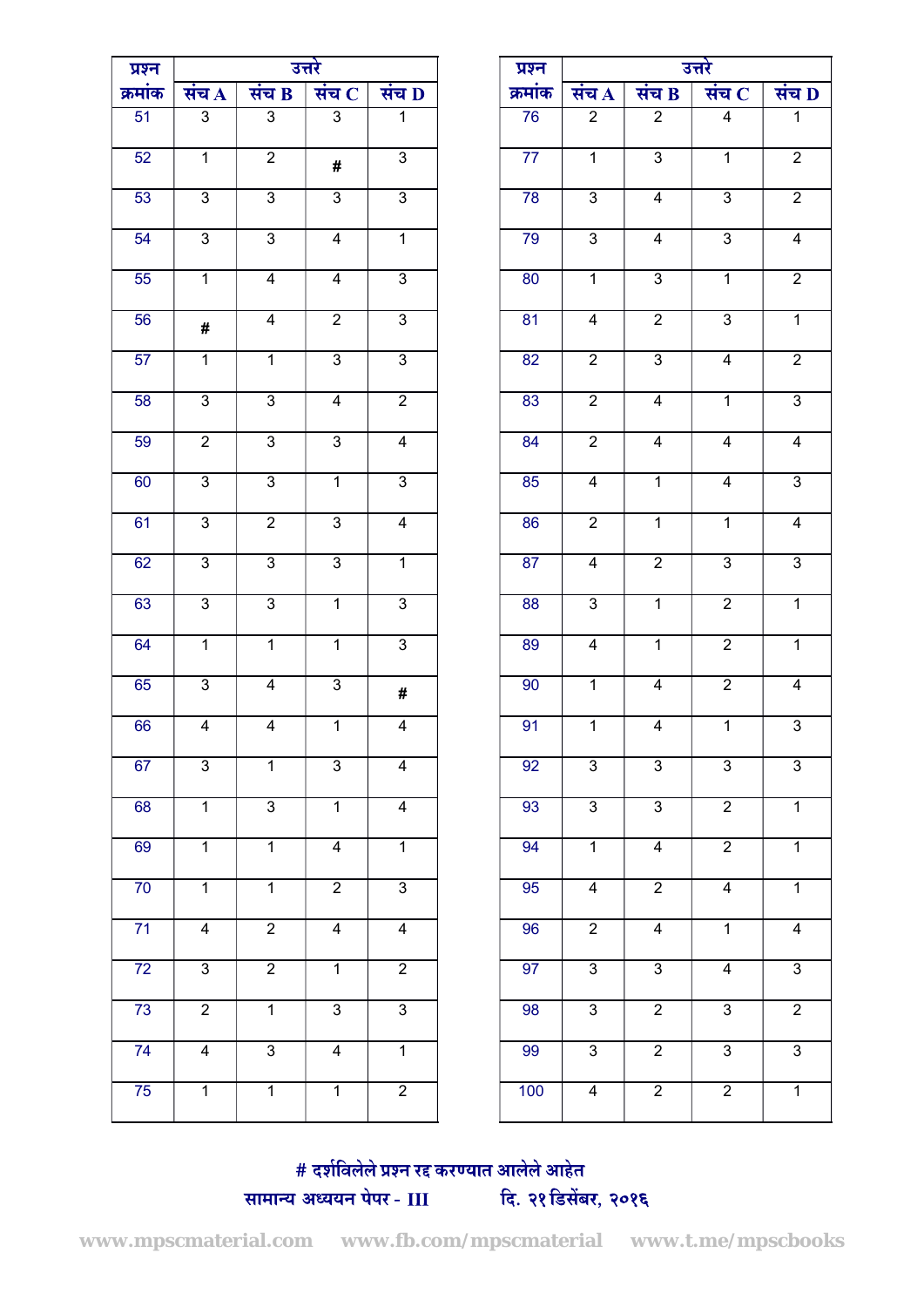| प्रश्न | उत्तरे | | | |
|---|---|---|---|---|
| क्रमांक | संच A | संच B | संच C | संच D |
| 51 | 3 | 3 | 3 | 1 |
| 52 | 1 | 2 | # | 3 |
| 53 | 3 | 3 | 3 | 3 |
| 54 | 3 | 3 | 4 | 1 |
| 55 | 1 | 4 | 4 | 3 |
| 56 | # | 4 | 2 | 3 |
| 57 | 1 | 1 | 3 | 3 |
| 58 | 3 | 3 | 4 | 2 |
| 59 | 2 | 3 | 3 | 4 |
| 60 | 3 | 3 | 1 | 3 |
| 61 | 3 | 2 | 3 | 4 |
| 62 | 3 | 3 | 3 | 1 |
| 63 | 3 | 3 | 1 | 3 |
| 64 | 1 | 1 | 1 | 3 |
| 65 | 3 | 4 | 3 | # |
| 66 | 4 | 4 | 1 | 4 |
| 67 | 3 | 1 | 3 | 4 |
| 68 | 1 | 3 | 1 | 4 |
| 69 | 1 | 1 | 4 | 1 |
| 70 | 1 | 1 | 2 | 3 |
| 71 | 4 | 2 | 4 | 4 |
| 72 | 3 | 2 | 1 | 2 |
| 73 | 2 | 1 | 3 | 3 |
| 74 | 4 | 3 | 4 | 1 |
| 75 | 1 | 1 | 1 | 2 |

| प्रश्न | उत्तरे | | | |
|---|---|---|---|---|
| क्रमांक | संच A | संच B | संच C | संच D |
| 76 | 2 | 2 | 4 | 1 |
| 77 | 1 | 3 | 1 | 2 |
| 78 | 3 | 4 | 3 | 2 |
| 79 | 3 | 4 | 3 | 4 |
| 80 | 1 | 3 | 1 | 2 |
| 81 | 4 | 2 | 3 | 1 |
| 82 | 2 | 3 | 4 | 2 |
| 83 | 2 | 4 | 1 | 3 |
| 84 | 2 | 4 | 4 | 4 |
| 85 | 4 | 1 | 4 | 3 |
| 86 | 2 | 1 | 1 | 4 |
| 87 | 4 | 2 | 3 | 3 |
| 88 | 3 | 1 | 2 | 1 |
| 89 | 4 | 1 | 2 | 1 |
| 90 | 1 | 4 | 2 | 4 |
| 91 | 1 | 4 | 1 | 3 |
| 92 | 3 | 3 | 3 | 3 |
| 93 | 3 | 3 | 2 | 1 |
| 94 | 1 | 4 | 2 | 1 |
| 95 | 4 | 2 | 4 | 1 |
| 96 | 2 | 4 | 1 | 4 |
| 97 | 3 | 3 | 4 | 3 |
| 98 | 3 | 2 | 3 | 2 |
| 99 | 3 | 2 | 3 | 3 |
| 100 | 4 | 2 | 2 | 1 |

**# दर्शविलेले प्रश्न रद्द करण्यात आलेले आहेत**

**सामान्य अध्ययन पेपर - III** **दि. २१ डिसेंबर, २०१६**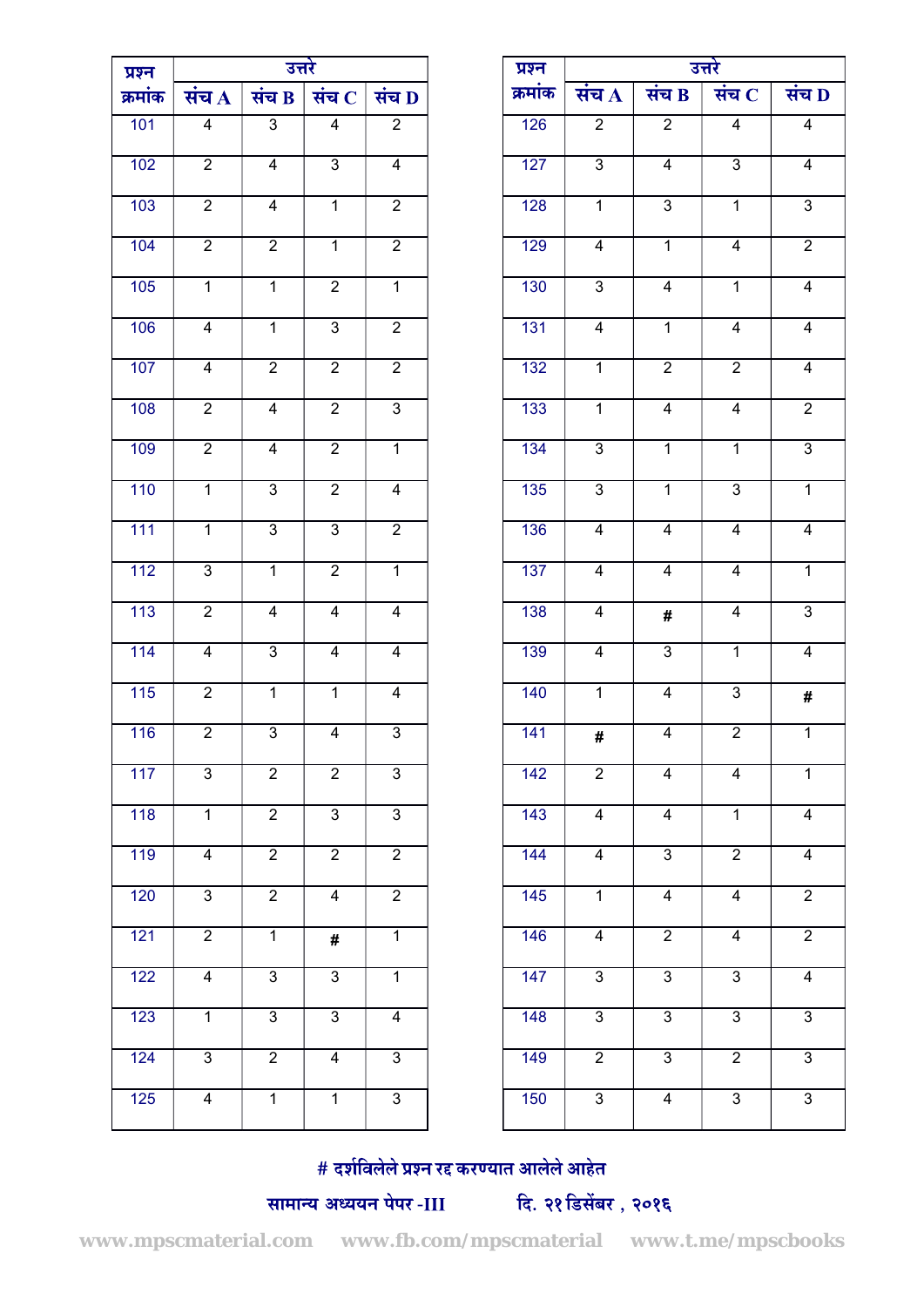| प्रश्न क्रमांक | उत्तरे | | | |
|---|---|---|---|---|
| | संच A | संच B | संच C | संच D |
| 101 | 4 | 3 | 4 | 2 |
| 102 | 2 | 4 | 3 | 4 |
| 103 | 2 | 4 | 1 | 2 |
| 104 | 2 | 2 | 1 | 2 |
| 105 | 1 | 1 | 2 | 1 |
| 106 | 4 | 1 | 3 | 2 |
| 107 | 4 | 2 | 2 | 2 |
| 108 | 2 | 4 | 2 | 3 |
| 109 | 2 | 4 | 2 | 1 |
| 110 | 1 | 3 | 2 | 4 |
| 111 | 1 | 3 | 3 | 2 |
| 112 | 3 | 1 | 2 | 1 |
| 113 | 2 | 4 | 4 | 4 |
| 114 | 4 | 3 | 4 | 4 |
| 115 | 2 | 1 | 1 | 4 |
| 116 | 2 | 3 | 4 | 3 |
| 117 | 3 | 2 | 2 | 3 |
| 118 | 1 | 2 | 3 | 3 |
| 119 | 4 | 2 | 2 | 2 |
| 120 | 3 | 2 | 4 | 2 |
| 121 | 2 | 1 | # | 1 |
| 122 | 4 | 3 | 3 | 1 |
| 123 | 1 | 3 | 3 | 4 |
| 124 | 3 | 2 | 4 | 3 |
| 125 | 4 | 1 | 1 | 3 |
| 126 | 2 | 2 | 4 | 4 |
| 127 | 3 | 4 | 3 | 4 |
| 128 | 1 | 3 | 1 | 3 |
| 129 | 4 | 1 | 4 | 2 |
| 130 | 3 | 4 | 1 | 4 |
| 131 | 4 | 1 | 4 | 4 |
| 132 | 1 | 2 | 2 | 4 |
| 133 | 1 | 4 | 4 | 2 |
| 134 | 3 | 1 | 1 | 3 |
| 135 | 3 | 1 | 3 | 1 |
| 136 | 4 | 4 | 4 | 4 |
| 137 | 4 | 4 | 4 | 1 |
| 138 | 4 | # | 4 | 3 |
| 139 | 4 | 3 | 1 | 4 |
| 140 | 1 | 4 | 3 | # |
| 141 | # | 4 | 2 | 1 |
| 142 | 2 | 4 | 4 | 1 |
| 143 | 4 | 4 | 1 | 4 |
| 144 | 4 | 3 | 2 | 4 |
| 145 | 1 | 4 | 4 | 2 |
| 146 | 4 | 2 | 4 | 2 |
| 147 | 3 | 3 | 3 | 4 |
| 148 | 3 | 3 | 3 | 3 |
| 149 | 2 | 3 | 2 | 3 |
| 150 | 3 | 4 | 3 | 3 |

**# दर्शविलेले प्रश्न रद्द करण्यात आलेले आहेत**

**सामान्य अध्ययन पेपर -III** **दि. २१ डिसेंबर , २०१६**